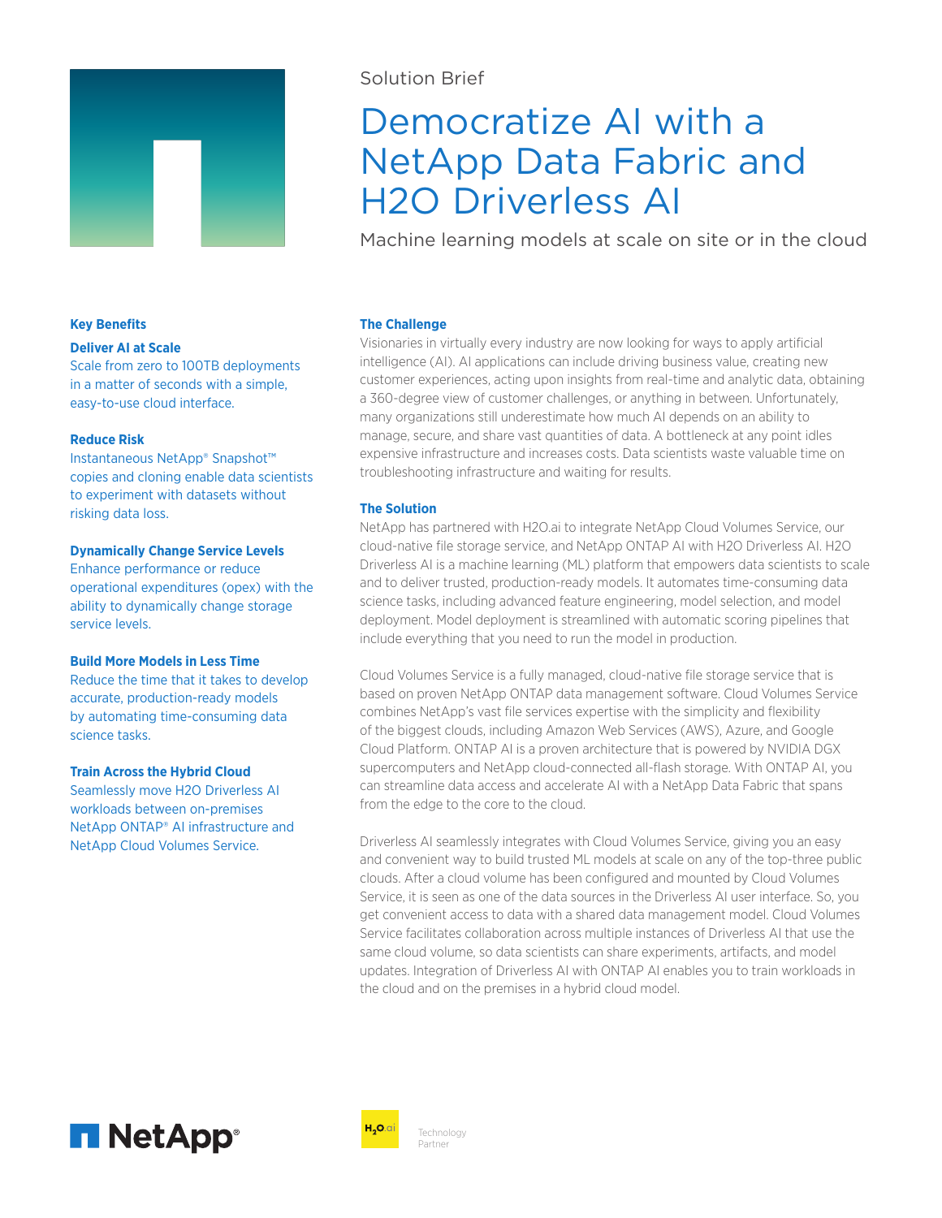Solution Brief

# Democratize AI with a NetApp Data Fabric and H2O Driverless AI

Machine learning models at scale on site or in the cloud

## The Challenge

Visionaries in virtually every industry are now looking for ways to apply artificial intelligence (AI). AI applications can include driving business value, creating new customer experiences, acting upon insights from real-time and analytic data, obtaining a 360-degree view of customer challenges, or anything in between. Unfortunately, many organizations still underestimate how much AI depends on an ability to manage, secure, and share vast quantities of data. A bottleneck at any point idles expensive infrastructure and increases costs. Data scientists waste valuable time on troubleshooting infrastructure and waiting for results.

## The Solution

NetApp has partnered with H2O.ai to integrate NetApp Cloud Volumes Service, our cloud-native file storage service, and NetApp ONTAP AI with H2O Driverless AI. H2O Driverless AI is a machine learning (ML) platform that empowers data scientists to scale and to deliver trusted, production-ready models. It automates time-consuming data science tasks, including advanced feature engineering, model selection, and model deployment. Model deployment is streamlined with automatic scoring pipelines that include everything that you need to run the model in production.

Cloud Volumes Service is a fully managed, cloud-native file storage service that is based on proven NetApp ONTAP data management software. Cloud Volumes Service combines NetApp's vast file services expertise with the simplicity and flexibility of the biggest clouds, including Amazon Web Services (AWS), Azure, and Google Cloud Platform. ONTAP AI is a proven architecture that is powered by NVIDIA DGX supercomputers and NetApp cloud-connected all-flash storage. With ONTAP AI, you can streamline data access and accelerate AI with a NetApp Data Fabric that spans from the edge to the core to the cloud.

Driverless AI seamlessly integrates with Cloud Volumes Service, giving you an easy and convenient way to build trusted ML models at scale on any of the top-three public clouds. After a cloud volume has been configured and mounted by Cloud Volumes Service, it is seen as one of the data sources in the Driverless AI user interface. So, you get convenient access to data with a shared data management model. Cloud Volumes Service facilitates collaboration across multiple instances of Driverless AI that use the same cloud volume, so data scientists can share experiments, artifacts, and model updates. Integration of Driverless AI with ONTAP AI enables you to train workloads in the cloud and on the premises in a hybrid cloud model.

## Key Benefits

**Deliver AI at Scale**
Scale from zero to 100TB deployments in a matter of seconds with a simple, easy-to-use cloud interface.

**Reduce Risk**
Instantaneous NetApp® Snapshot™ copies and cloning enable data scientists to experiment with datasets without risking data loss.

**Dynamically Change Service Levels**
Enhance performance or reduce operational expenditures (opex) with the ability to dynamically change storage service levels.

**Build More Models in Less Time**
Reduce the time that it takes to develop accurate, production-ready models by automating time-consuming data science tasks.

**Train Across the Hybrid Cloud**
Seamlessly move H2O Driverless AI workloads between on-premises NetApp ONTAP® AI infrastructure and NetApp Cloud Volumes Service.

NetApp®

H2O.ai Technology Partner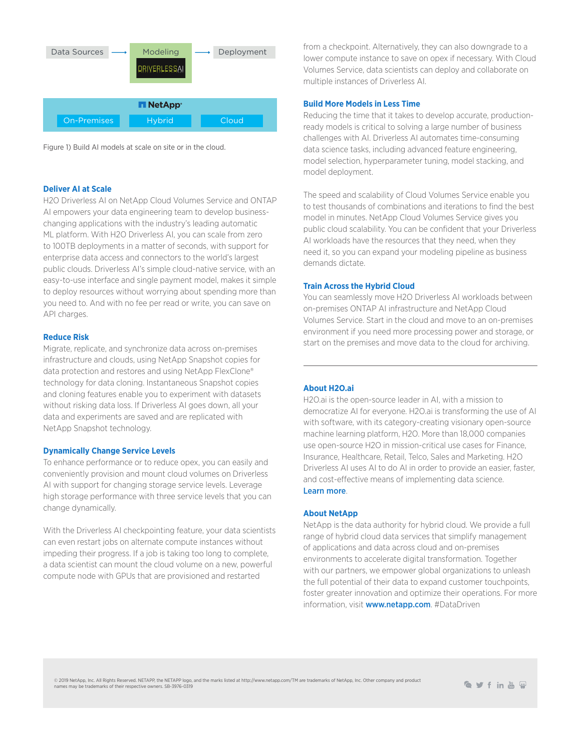Data Sources → Modeling (DRIVERLESSAI) → Deployment

NetApp

On-Premises | Hybrid | Cloud

Figure 1) Build AI models at scale on site or in the cloud.

### Deliver AI at Scale

H2O Driverless AI on NetApp Cloud Volumes Service and ONTAP AI empowers your data engineering team to develop business-changing applications with the industry's leading automatic ML platform. With H2O Driverless AI, you can scale from zero to 100TB deployments in a matter of seconds, with support for enterprise data access and connectors to the world's largest public clouds. Driverless AI's simple cloud-native service, with an easy-to-use interface and single payment model, makes it simple to deploy resources without worrying about spending more than you need to. And with no fee per read or write, you can save on API charges.

### Reduce Risk

Migrate, replicate, and synchronize data across on-premises infrastructure and clouds, using NetApp Snapshot copies for data protection and restores and using NetApp FlexClone® technology for data cloning. Instantaneous Snapshot copies and cloning features enable you to experiment with datasets without risking data loss. If Driverless AI goes down, all your data and experiments are saved and are replicated with NetApp Snapshot technology.

### Dynamically Change Service Levels

To enhance performance or to reduce opex, you can easily and conveniently provision and mount cloud volumes on Driverless AI with support for changing storage service levels. Leverage high storage performance with three service levels that you can change dynamically.

With the Driverless AI checkpointing feature, your data scientists can even restart jobs on alternate compute instances without impeding their progress. If a job is taking too long to complete, a data scientist can mount the cloud volume on a new, powerful compute node with GPUs that are provisioned and restarted from a checkpoint. Alternatively, they can also downgrade to a lower compute instance to save on opex if necessary. With Cloud Volumes Service, data scientists can deploy and collaborate on multiple instances of Driverless AI.

### Build More Models in Less Time

Reducing the time that it takes to develop accurate, production-ready models is critical to solving a large number of business challenges with AI. Driverless AI automates time-consuming data science tasks, including advanced feature engineering, model selection, hyperparameter tuning, model stacking, and model deployment.

The speed and scalability of Cloud Volumes Service enable you to test thousands of combinations and iterations to find the best model in minutes. NetApp Cloud Volumes Service gives you public cloud scalability. You can be confident that your Driverless AI workloads have the resources that they need, when they need it, so you can expand your modeling pipeline as business demands dictate.

### Train Across the Hybrid Cloud

You can seamlessly move H2O Driverless AI workloads between on-premises ONTAP AI infrastructure and NetApp Cloud Volumes Service. Start in the cloud and move to an on-premises environment if you need more processing power and storage, or start on the premises and move data to the cloud for archiving.

---

### About H2O.ai

H2O.ai is the open-source leader in AI, with a mission to democratize AI for everyone. H2O.ai is transforming the use of AI with software, with its category-creating visionary open-source machine learning platform, H2O. More than 18,000 companies use open-source H2O in mission-critical use cases for Finance, Insurance, Healthcare, Retail, Telco, Sales and Marketing. H2O Driverless AI uses AI to do AI in order to provide an easier, faster, and cost-effective means of implementing data science. Learn more.

### About NetApp

NetApp is the data authority for hybrid cloud. We provide a full range of hybrid cloud data services that simplify management of applications and data across cloud and on-premises environments to accelerate digital transformation. Together with our partners, we empower global organizations to unleash the full potential of their data to expand customer touchpoints, foster greater innovation and optimize their operations. For more information, visit **www.netapp.com**. #DataDriven

© 2019 NetApp, Inc. All Rights Reserved. NETAPP, the NETAPP logo, and the marks listed at http://www.netapp.com/TM are trademarks of NetApp, Inc. Other company and product names may be trademarks of their respective owners. SB-3976-0319